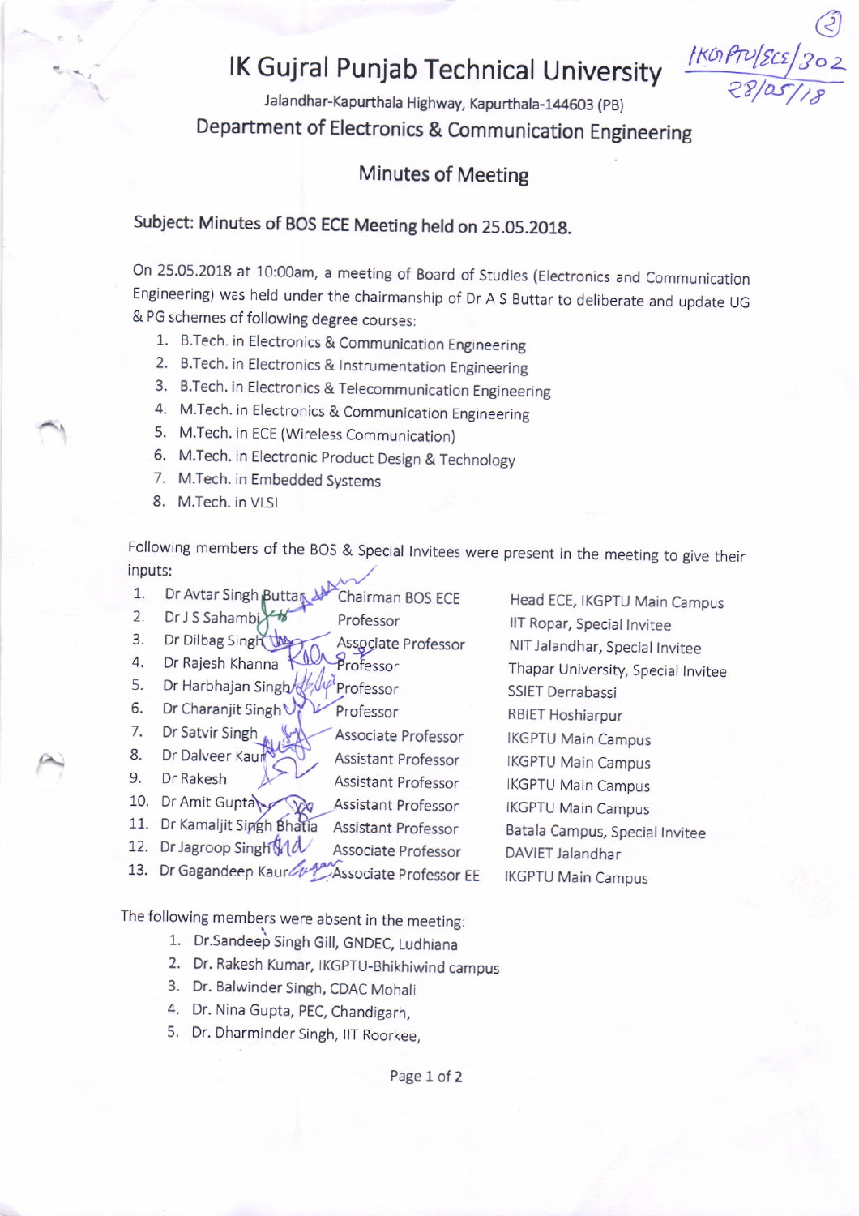IKGPTU/ECE/302
28/05/18

# IK Gujral Punjab Technical University

Jalandhar-Kapurthala Highway, Kapurthala-144603 (PB)

## Department of Electronics & Communication Engineering

### Minutes of Meeting

**Subject: Minutes of BOS ECE Meeting held on 25.05.2018.**

On 25.05.2018 at 10:00am, a meeting of Board of Studies (Electronics and Communication Engineering) was held under the chairmanship of Dr A S Buttar to deliberate and update UG & PG schemes of following degree courses:

1. B.Tech. in Electronics & Communication Engineering
2. B.Tech. in Electronics & Instrumentation Engineering
3. B.Tech. in Electronics & Telecommunication Engineering
4. M.Tech. in Electronics & Communication Engineering
5. M.Tech. in ECE (Wireless Communication)
6. M.Tech. in Electronic Product Design & Technology
7. M.Tech. in Embedded Systems
8. M.Tech. in VLSI

Following members of the BOS & Special Invitees were present in the meeting to give their inputs:

| S.No. | Name | Designation | Affiliation |
|---|---|---|---|
| 1. | Dr Avtar Singh Buttar | Chairman BOS ECE | Head ECE, IKGPTU Main Campus |
| 2. | Dr J S Sahambi | Professor | IIT Ropar, Special Invitee |
| 3. | Dr Dilbag Singh | Associate Professor | NIT Jalandhar, Special Invitee |
| 4. | Dr Rajesh Khanna | Professor | Thapar University, Special Invitee |
| 5. | Dr Harbhajan Singh | Professor | SSIET Derrabassi |
| 6. | Dr Charanjit Singh | Professor | RBIET Hoshiarpur |
| 7. | Dr Satvir Singh | Associate Professor | IKGPTU Main Campus |
| 8. | Dr Dalveer Kaur | Assistant Professor | IKGPTU Main Campus |
| 9. | Dr Rakesh | Assistant Professor | IKGPTU Main Campus |
| 10. | Dr Amit Gupta | Assistant Professor | IKGPTU Main Campus |
| 11. | Dr Kamaljit Singh Bhatia | Assistant Professor | Batala Campus, Special Invitee |
| 12. | Dr Jagroop Singh | Associate Professor | DAVIET Jalandhar |
| 13. | Dr Gagandeep Kaur | Associate Professor EE | IKGPTU Main Campus |

The following members were absent in the meeting:

1. Dr.Sandeep Singh Gill, GNDEC, Ludhiana
2. Dr. Rakesh Kumar, IKGPTU-Bhikhiwind campus
3. Dr. Balwinder Singh, CDAC Mohali
4. Dr. Nina Gupta, PEC, Chandigarh,
5. Dr. Dharminder Singh, IIT Roorkee,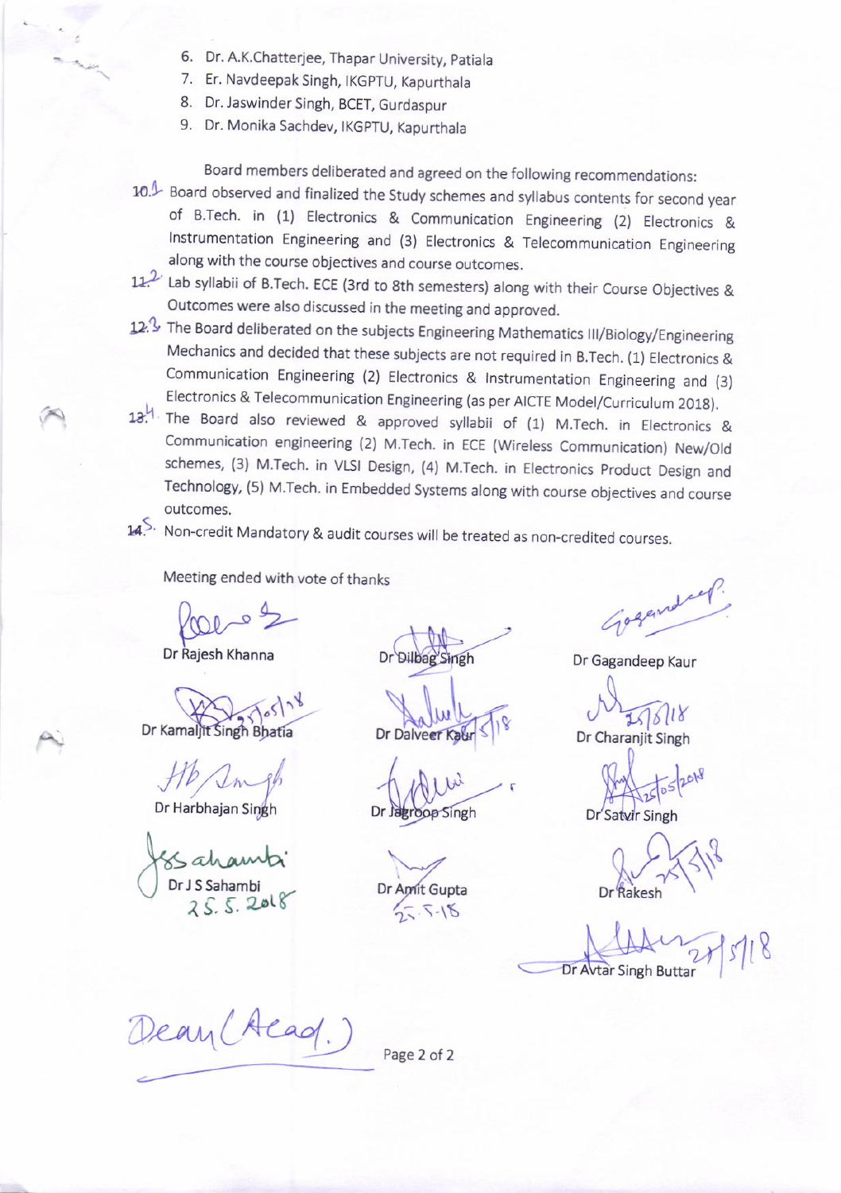6. Dr. A.K.Chatterjee, Thapar University, Patiala
7. Er. Navdeepak Singh, IKGPTU, Kapurthala
8. Dr. Jaswinder Singh, BCET, Gurdaspur
9. Dr. Monika Sachdev, IKGPTU, Kapurthala

Board members deliberated and agreed on the following recommendations:

10.1 Board observed and finalized the Study schemes and syllabus contents for second year of B.Tech. in (1) Electronics & Communication Engineering (2) Electronics & Instrumentation Engineering and (3) Electronics & Telecommunication Engineering along with the course objectives and course outcomes.

11.2 Lab syllabii of B.Tech. ECE (3rd to 8th semesters) along with their Course Objectives & Outcomes were also discussed in the meeting and approved.

12.3 The Board deliberated on the subjects Engineering Mathematics III/Biology/Engineering Mechanics and decided that these subjects are not required in B.Tech. (1) Electronics & Communication Engineering (2) Electronics & Instrumentation Engineering and (3) Electronics & Telecommunication Engineering (as per AICTE Model/Curriculum 2018).

13.4 The Board also reviewed & approved syllabii of (1) M.Tech. in Electronics & Communication engineering (2) M.Tech. in ECE (Wireless Communication) New/Old schemes, (3) M.Tech. in VLSI Design, (4) M.Tech. in Electronics Product Design and Technology, (5) M.Tech. in Embedded Systems along with course objectives and course outcomes.

14.5 Non-credit Mandatory & audit courses will be treated as non-credited courses.

Meeting ended with vote of thanks

| | | |
|---|---|---|
| Dr Rajesh Khanna | Dr Dilbag Singh | Dr Gagandeep Kaur |
| Dr Kamaljit Singh Bhatia 25/05/18 | Dr Dalveer Kaur 25/5/18 | Dr Charanjit Singh 25/5/18 |
| Dr Harbhajan Singh | Dr Jagroop Singh | Dr Satvir Singh 25/05/2018 |
| Dr J S Sahambi 25.5.2018 | Dr Amit Gupta 25.5.18 | Dr Rakesh 25/5/18 |
| | | Dr Avtar Singh Buttar 25/5/18 |

Dean (Acad.)